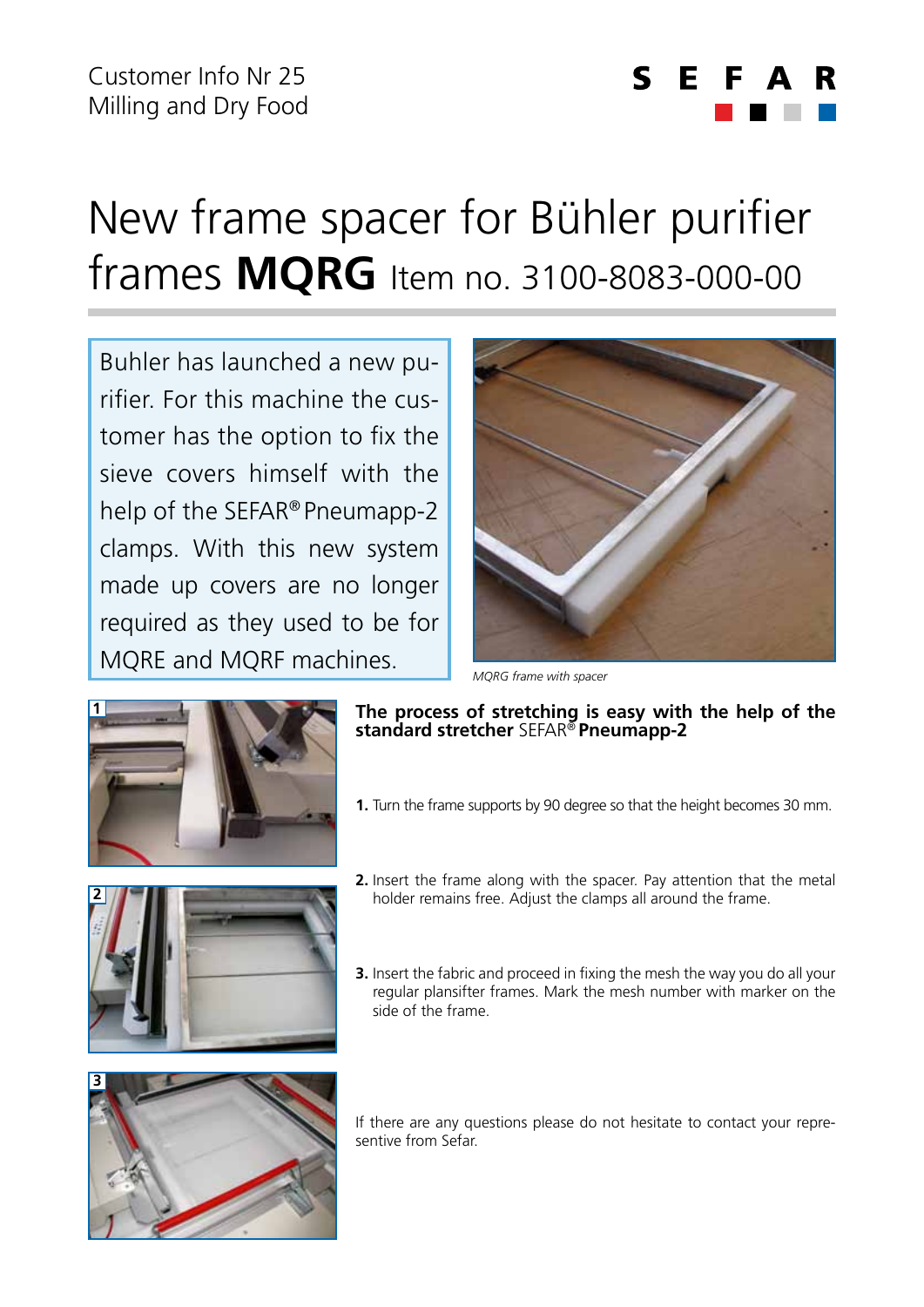Customer Info Nr 25
Milling and Dry Food

# New frame spacer for Bühler purifier frames **MQRG** Item no. 3100-8083-000-00

Buhler has launched a new purifier. For this machine the customer has the option to fix the sieve covers himself with the help of the SEFAR® Pneumapp-2 clamps. With this new system made up covers are no longer required as they used to be for MQRE and MQRF machines.

*MQRG frame with spacer*

**The process of stretching is easy with the help of the standard stretcher** SEFAR® **Pneumapp-2**

1. Turn the frame supports by 90 degree so that the height becomes 30 mm.
2. Insert the frame along with the spacer. Pay attention that the metal holder remains free. Adjust the clamps all around the frame.
3. Insert the fabric and proceed in fixing the mesh the way you do all your regular plansifter frames. Mark the mesh number with marker on the side of the frame.

If there are any questions please do not hesitate to contact your represen­tive from Sefar.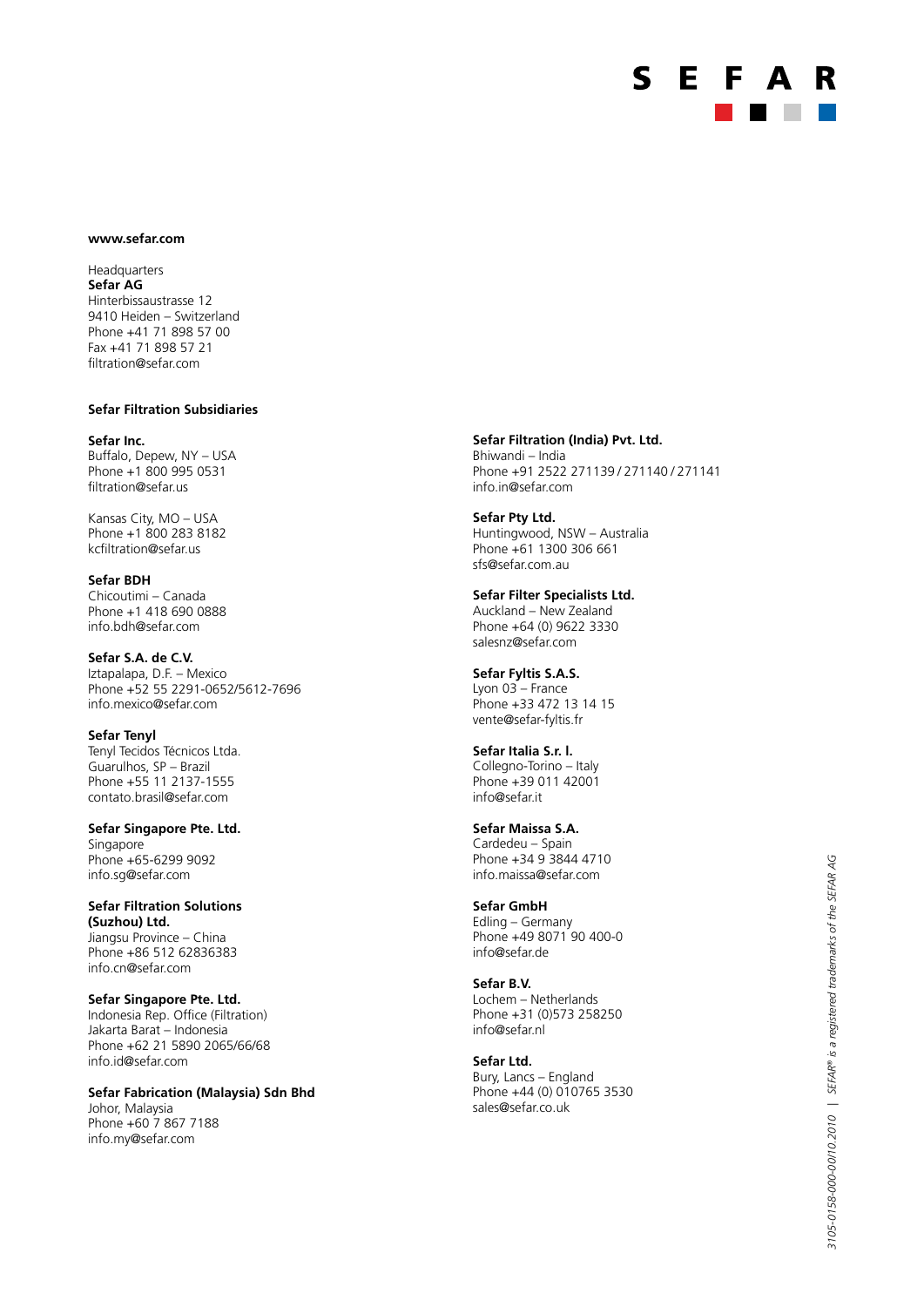# SEFAR

**www.sefar.com**

Headquarters
**Sefar AG**
Hinterbissaustrasse 12
9410 Heiden – Switzerland
Phone +41 71 898 57 00
Fax +41 71 898 57 21
filtration@sefar.com

## Sefar Filtration Subsidiaries

**Sefar Inc.**
Buffalo, Depew, NY – USA
Phone +1 800 995 0531
filtration@sefar.us

Kansas City, MO – USA
Phone +1 800 283 8182
kcfiltration@sefar.us

**Sefar BDH**
Chicoutimi – Canada
Phone +1 418 690 0888
info.bdh@sefar.com

**Sefar S.A. de C.V.**
Iztapalapa, D.F. – Mexico
Phone +52 55 2291-0652/5612-7696
info.mexico@sefar.com

**Sefar Tenyl**
Tenyl Tecidos Técnicos Ltda.
Guarulhos, SP – Brazil
Phone +55 11 2137-1555
contato.brasil@sefar.com

**Sefar Singapore Pte. Ltd.**
Singapore
Phone +65-6299 9092
info.sg@sefar.com

**Sefar Filtration Solutions (Suzhou) Ltd.**
Jiangsu Province – China
Phone +86 512 62836383
info.cn@sefar.com

**Sefar Singapore Pte. Ltd.**
Indonesia Rep. Office (Filtration)
Jakarta Barat – Indonesia
Phone +62 21 5890 2065/66/68
info.id@sefar.com

**Sefar Fabrication (Malaysia) Sdn Bhd**
Johor, Malaysia
Phone +60 7 867 7188
info.my@sefar.com

**Sefar Filtration (India) Pvt. Ltd.**
Bhiwandi – India
Phone +91 2522 271139 / 271140 / 271141
info.in@sefar.com

**Sefar Pty Ltd.**
Huntingwood, NSW – Australia
Phone +61 1300 306 661
sfs@sefar.com.au

**Sefar Filter Specialists Ltd.**
Auckland – New Zealand
Phone +64 (0) 9622 3330
salesnz@sefar.com

**Sefar Fyltis S.A.S.**
Lyon 03 – France
Phone +33 472 13 14 15
vente@sefar-fyltis.fr

**Sefar Italia S.r. l.**
Collegno-Torino – Italy
Phone +39 011 42001
info@sefar.it

**Sefar Maissa S.A.**
Cardedeu – Spain
Phone +34 9 3844 4710
info.maissa@sefar.com

**Sefar GmbH**
Edling – Germany
Phone +49 8071 90 400-0
info@sefar.de

**Sefar B.V.**
Lochem – Netherlands
Phone +31 (0)573 258250
info@sefar.nl

**Sefar Ltd.**
Bury, Lancs – England
Phone +44 (0) 010765 3530
sales@sefar.co.uk

*3105-0158-000-00/10.2010 | SEFAR® is a registered trademarks of the SEFAR AG*